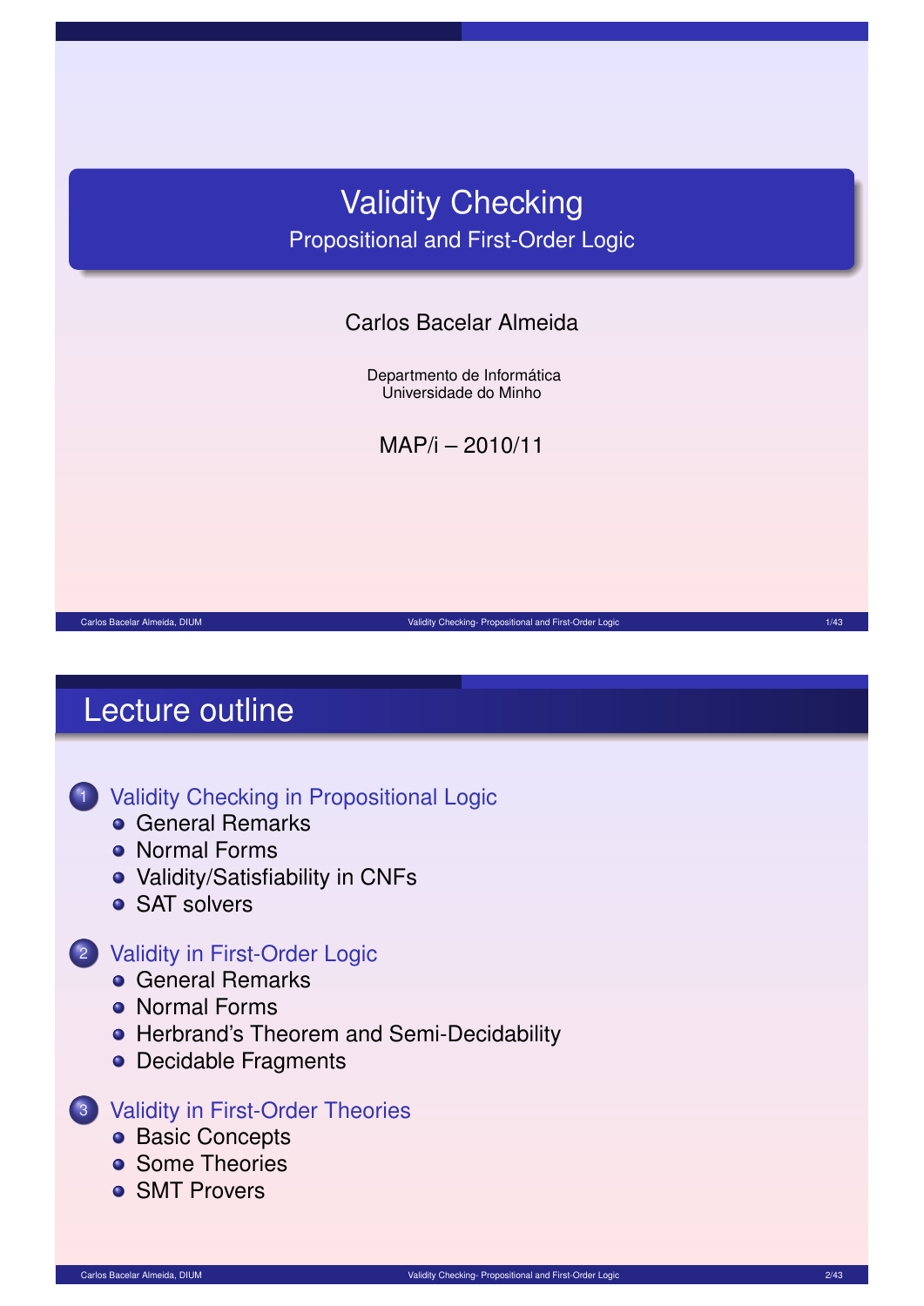# Validity Checking

## Propositional and First-Order Logic

Carlos Bacelar Almeida

Departmento de Informática
Universidade do Minho

MAP/i – 2010/11

## Lecture outline

1. Validity Checking in Propositional Logic
   - General Remarks
   - Normal Forms
   - Validity/Satisfiability in CNFs
   - SAT solvers
2. Validity in First-Order Logic
   - General Remarks
   - Normal Forms
   - Herbrand's Theorem and Semi-Decidability
   - Decidable Fragments
3. Validity in First-Order Theories
   - Basic Concepts
   - Some Theories
   - SMT Provers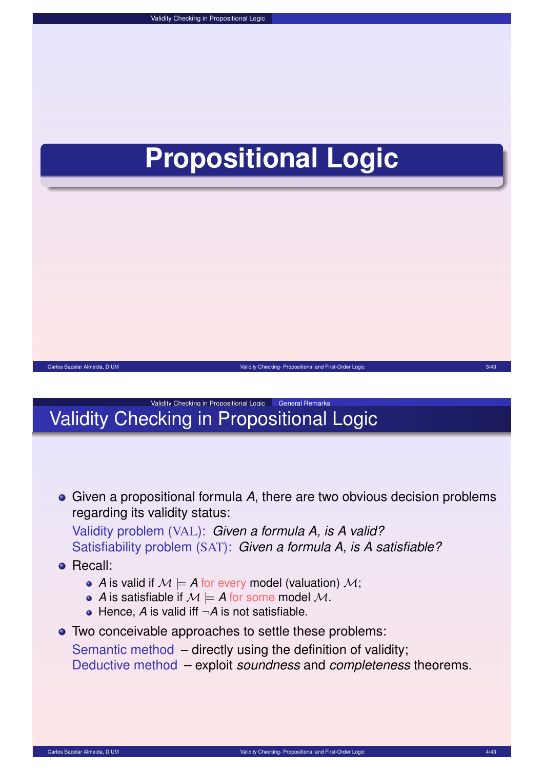# Propositional Logic

## Validity Checking in Propositional Logic

- Given a propositional formula $A$, there are two obvious decision problems regarding its validity status:

  Validity problem (VAL): *Given a formula A, is A valid?*
  Satisfiability problem (SAT): *Given a formula A, is A satisfiable?*

- Recall:
  - $A$ is valid if $\mathcal{M} \models A$ for every model (valuation) $\mathcal{M}$;
  - $A$ is satisfiable if $\mathcal{M} \models A$ for some model $\mathcal{M}$.
  - Hence, $A$ is valid iff $\neg A$ is not satisfiable.

- Two conceivable approaches to settle these problems:

  Semantic method – directly using the definition of validity;
  Deductive method – exploit *soundness* and *completeness* theorems.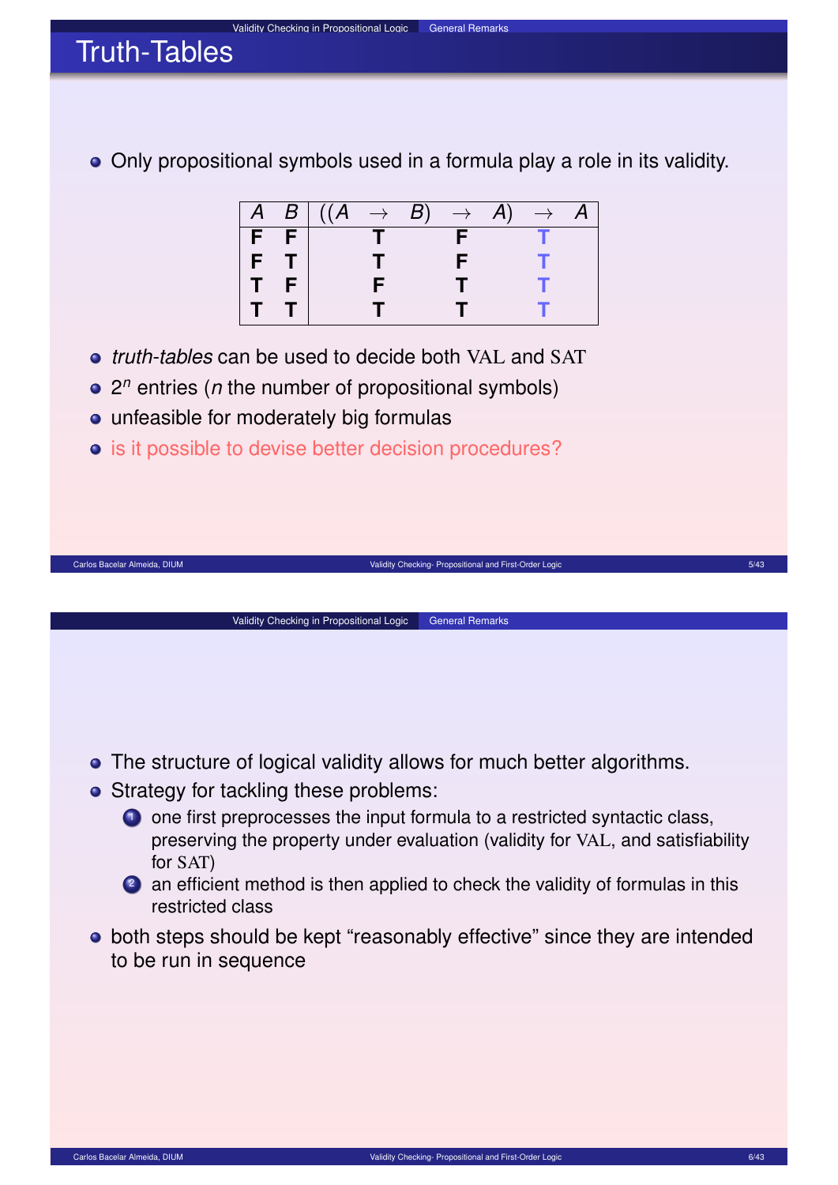## Truth-Tables

- Only propositional symbols used in a formula play a role in its validity.

| $A$ | $B$ | $((A$ | $\rightarrow$ | $B)$ | $\rightarrow$ | $A)$ | $\rightarrow$ | $A$ |
|---|---|---|---|---|---|---|---|---|
| **F** | **F** | | **T** | | **F** | | **T** | |
| **F** | **T** | | **T** | | **F** | | **T** | |
| **T** | **F** | | **F** | | **T** | | **T** | |
| **T** | **T** | | **T** | | **T** | | **T** | |

- *truth-tables* can be used to decide both VAL and SAT
- $2^n$ entries ($n$ the number of propositional symbols)
- unfeasible for moderately big formulas
- is it possible to devise better decision procedures?

---

- The structure of logical validity allows for much better algorithms.
- Strategy for tackling these problems:
  1. one first preprocesses the input formula to a restricted syntactic class, preserving the property under evaluation (validity for VAL, and satisfiability for SAT)
  2. an efficient method is then applied to check the validity of formulas in this restricted class
- both steps should be kept "reasonably effective" since they are intended to be run in sequence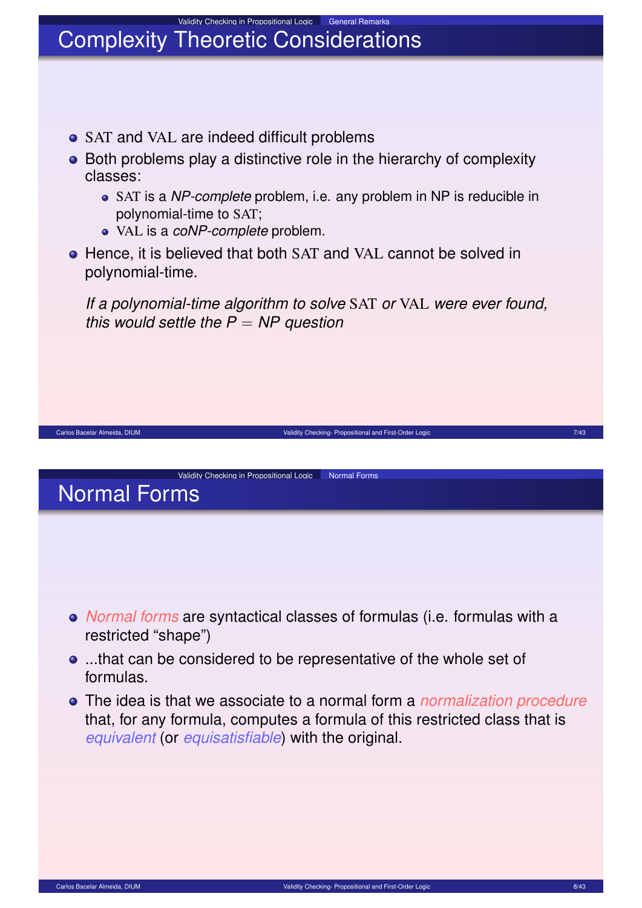# Complexity Theoretic Considerations

- SAT and VAL are indeed difficult problems
- Both problems play a distinctive role in the hierarchy of complexity classes:
  - SAT is a *NP-complete* problem, i.e. any problem in NP is reducible in polynomial-time to SAT;
  - VAL is a *coNP-complete* problem.
- Hence, it is believed that both SAT and VAL cannot be solved in polynomial-time.

  *If a polynomial-time algorithm to solve* SAT *or* VAL *were ever found, this would settle the $P = NP$ question*

# Normal Forms

- *Normal forms* are syntactical classes of formulas (i.e. formulas with a restricted “shape”)
- ...that can be considered to be representative of the whole set of formulas.
- The idea is that we associate to a normal form a *normalization procedure* that, for any formula, computes a formula of this restricted class that is *equivalent* (or *equisatisfiable*) with the original.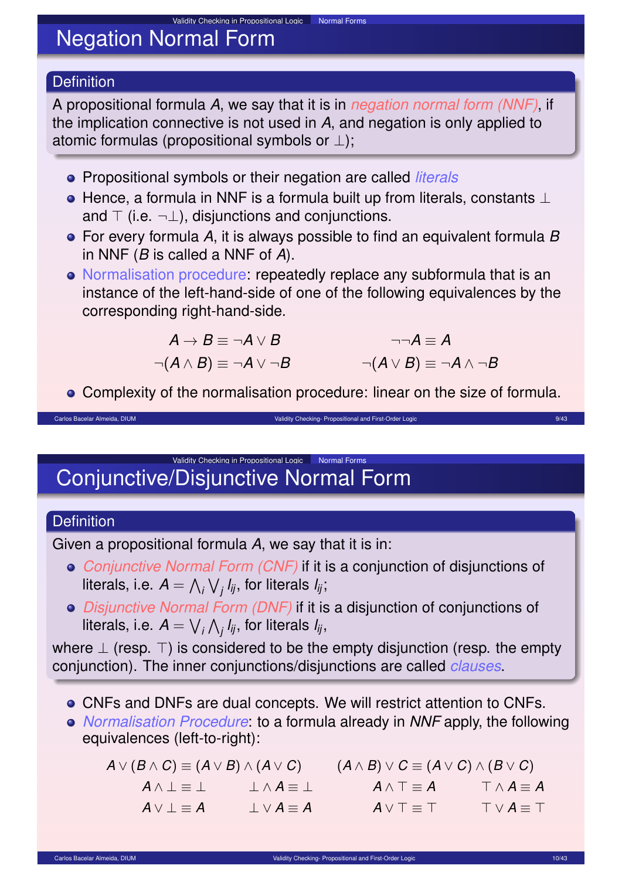# Negation Normal Form

**Definition**

A propositional formula $A$, we say that it is in *negation normal form (NNF)*, if the implication connective is not used in $A$, and negation is only applied to atomic formulas (propositional symbols or $\bot$);

- Propositional symbols or their negation are called *literals*
- Hence, a formula in NNF is a formula built up from literals, constants $\bot$ and $\top$ (i.e. $\neg\bot$), disjunctions and conjunctions.
- For every formula $A$, it is always possible to find an equivalent formula $B$ in NNF ($B$ is called a NNF of $A$).
- Normalisation procedure: repeatedly replace any subformula that is an instance of the left-hand-side of one of the following equivalences by the corresponding right-hand-side.

$$A \to B \equiv \neg A \vee B \qquad \neg\neg A \equiv A$$

$$\neg(A \wedge B) \equiv \neg A \vee \neg B \qquad \neg(A \vee B) \equiv \neg A \wedge \neg B$$

- Complexity of the normalisation procedure: linear on the size of formula.

# Conjunctive/Disjunctive Normal Form

**Definition**

Given a propositional formula $A$, we say that it is in:

- *Conjunctive Normal Form (CNF)* if it is a conjunction of disjunctions of literals, i.e. $A = \bigwedge_i \bigvee_j l_{ij}$, for literals $l_{ij}$;
- *Disjunctive Normal Form (DNF)* if it is a disjunction of conjunctions of literals, i.e. $A = \bigvee_i \bigwedge_j l_{ij}$, for literals $l_{ij}$,

where $\bot$ (resp. $\top$) is considered to be the empty disjunction (resp. the empty conjunction). The inner conjunctions/disjunctions are called *clauses*.

- CNFs and DNFs are dual concepts. We will restrict attention to CNFs.
- *Normalisation Procedure*: to a formula already in *NNF* apply, the following equivalences (left-to-right):

$$A \vee (B \wedge C) \equiv (A \vee B) \wedge (A \vee C) \qquad (A \wedge B) \vee C \equiv (A \vee C) \wedge (B \vee C)$$

$$A \wedge \bot \equiv \bot \qquad \bot \wedge A \equiv \bot \qquad A \wedge \top \equiv A \qquad \top \wedge A \equiv A$$

$$A \vee \bot \equiv A \qquad \bot \vee A \equiv A \qquad A \vee \top \equiv \top \qquad \top \vee A \equiv \top$$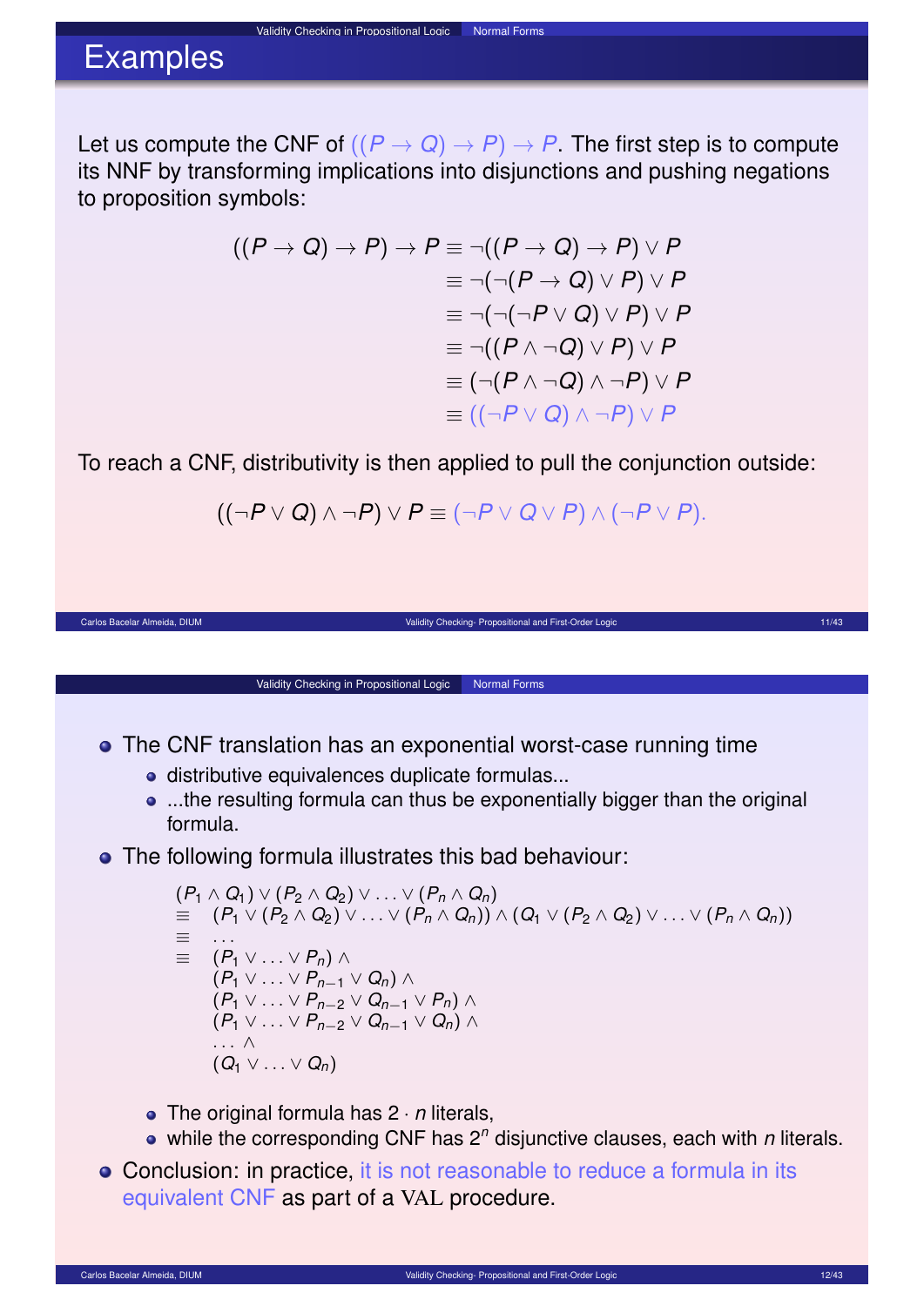## Examples

Let us compute the CNF of $((P \to Q) \to P) \to P$. The first step is to compute its NNF by transforming implications into disjunctions and pushing negations to proposition symbols:

$$
\begin{aligned}
((P \to Q) \to P) \to P &\equiv \neg((P \to Q) \to P) \lor P \\
&\equiv \neg(\neg(P \to Q) \lor P) \lor P \\
&\equiv \neg(\neg(\neg P \lor Q) \lor P) \lor P \\
&\equiv \neg((P \land \neg Q) \lor P) \lor P \\
&\equiv (\neg(P \land \neg Q) \land \neg P) \lor P \\
&\equiv ((\neg P \lor Q) \land \neg P) \lor P
\end{aligned}
$$

To reach a CNF, distributivity is then applied to pull the conjunction outside:

$$((\neg P \lor Q) \land \neg P) \lor P \equiv (\neg P \lor Q \lor P) \land (\neg P \lor P).$$

- The CNF translation has an exponential worst-case running time
  - distributive equivalences duplicate formulas...
  - ...the resulting formula can thus be exponentially bigger than the original formula.
- The following formula illustrates this bad behaviour:

$$
\begin{aligned}
& (P_1 \land Q_1) \lor (P_2 \land Q_2) \lor \ldots \lor (P_n \land Q_n) \\
\equiv\ & (P_1 \lor (P_2 \land Q_2) \lor \ldots \lor (P_n \land Q_n)) \land (Q_1 \lor (P_2 \land Q_2) \lor \ldots \lor (P_n \land Q_n)) \\
\equiv\ & \ldots \\
\equiv\ & (P_1 \lor \ldots \lor P_n) \land \\
& (P_1 \lor \ldots \lor P_{n-1} \lor Q_n) \land \\
& (P_1 \lor \ldots \lor P_{n-2} \lor Q_{n-1} \lor P_n) \land \\
& (P_1 \lor \ldots \lor P_{n-2} \lor Q_{n-1} \lor Q_n) \land \\
& \ldots \land \\
& (Q_1 \lor \ldots \lor Q_n)
\end{aligned}
$$

  - The original formula has $2 \cdot n$ literals,
  - while the corresponding CNF has $2^n$ disjunctive clauses, each with $n$ literals.
- Conclusion: in practice, it is not reasonable to reduce a formula in its equivalent CNF as part of a VAL procedure.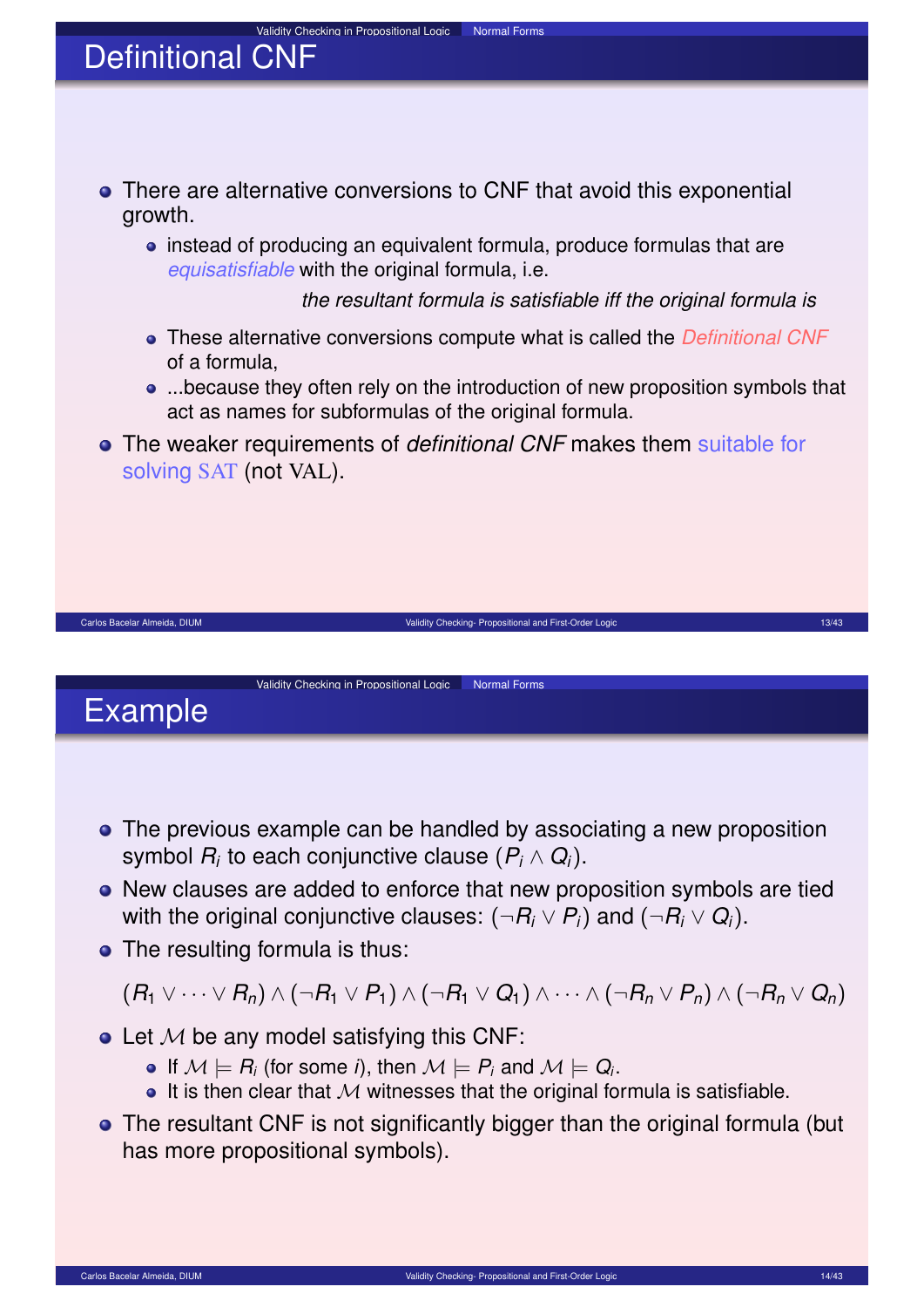## Definitional CNF

- There are alternative conversions to CNF that avoid this exponential growth.
  - instead of producing an equivalent formula, produce formulas that are *equisatisfiable* with the original formula, i.e.

    *the resultant formula is satisfiable iff the original formula is*

  - These alternative conversions compute what is called the *Definitional CNF* of a formula,
  - ...because they often rely on the introduction of new proposition symbols that act as names for subformulas of the original formula.
- The weaker requirements of *definitional CNF* makes them suitable for solving SAT (not VAL).

## Example

- The previous example can be handled by associating a new proposition symbol $R_i$ to each conjunctive clause $(P_i \wedge Q_i)$.
- New clauses are added to enforce that new proposition symbols are tied with the original conjunctive clauses: $(\neg R_i \vee P_i)$ and $(\neg R_i \vee Q_i)$.
- The resulting formula is thus:

$$(R_1 \vee \cdots \vee R_n) \wedge (\neg R_1 \vee P_1) \wedge (\neg R_1 \vee Q_1) \wedge \cdots \wedge (\neg R_n \vee P_n) \wedge (\neg R_n \vee Q_n)$$

- Let $\mathcal{M}$ be any model satisfying this CNF:
  - If $\mathcal{M} \models R_i$ (for some $i$), then $\mathcal{M} \models P_i$ and $\mathcal{M} \models Q_i$.
  - It is then clear that $\mathcal{M}$ witnesses that the original formula is satisfiable.
- The resultant CNF is not significantly bigger than the original formula (but has more propositional symbols).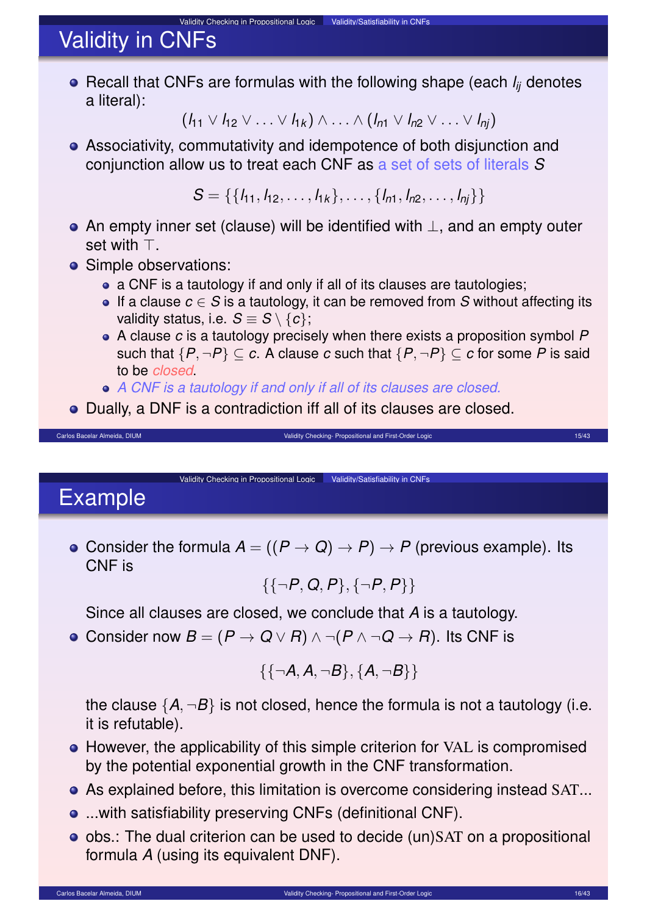## Validity in CNFs

- Recall that CNFs are formulas with the following shape (each $l_{ij}$ denotes a literal):

$$(l_{11} \vee l_{12} \vee \ldots \vee l_{1k}) \wedge \ldots \wedge (l_{n1} \vee l_{n2} \vee \ldots \vee l_{nj})$$

- Associativity, commutativity and idempotence of both disjunction and conjunction allow us to treat each CNF as a set of sets of literals $S$

$$S = \{\{l_{11}, l_{12}, \ldots, l_{1k}\}, \ldots, \{l_{n1}, l_{n2}, \ldots, l_{nj}\}\}$$

- An empty inner set (clause) will be identified with $\perp$, and an empty outer set with $\top$.
- Simple observations:
  - a CNF is a tautology if and only if all of its clauses are tautologies;
  - If a clause $c \in S$ is a tautology, it can be removed from $S$ without affecting its validity status, i.e. $S \equiv S \setminus \{c\}$;
  - A clause $c$ is a tautology precisely when there exists a proposition symbol $P$ such that $\{P, \neg P\} \subseteq c$. A clause $c$ such that $\{P, \neg P\} \subseteq c$ for some $P$ is said to be *closed*.
  - *A CNF is a tautology if and only if all of its clauses are closed.*
- Dually, a DNF is a contradiction iff all of its clauses are closed.

## Example

- Consider the formula $A = ((P \to Q) \to P) \to P$ (previous example). Its CNF is

$$\{\{\neg P, Q, P\}, \{\neg P, P\}\}$$

  Since all clauses are closed, we conclude that $A$ is a tautology.

- Consider now $B = (P \to Q \vee R) \wedge \neg(P \wedge \neg Q \to R)$. Its CNF is

$$\{\{\neg A, A, \neg B\}, \{A, \neg B\}\}$$

  the clause $\{A, \neg B\}$ is not closed, hence the formula is not a tautology (i.e. it is refutable).

- However, the applicability of this simple criterion for VAL is compromised by the potential exponential growth in the CNF transformation.
- As explained before, this limitation is overcome considering instead SAT...
- ...with satisfiability preserving CNFs (definitional CNF).
- obs.: The dual criterion can be used to decide (un)SAT on a propositional formula $A$ (using its equivalent DNF).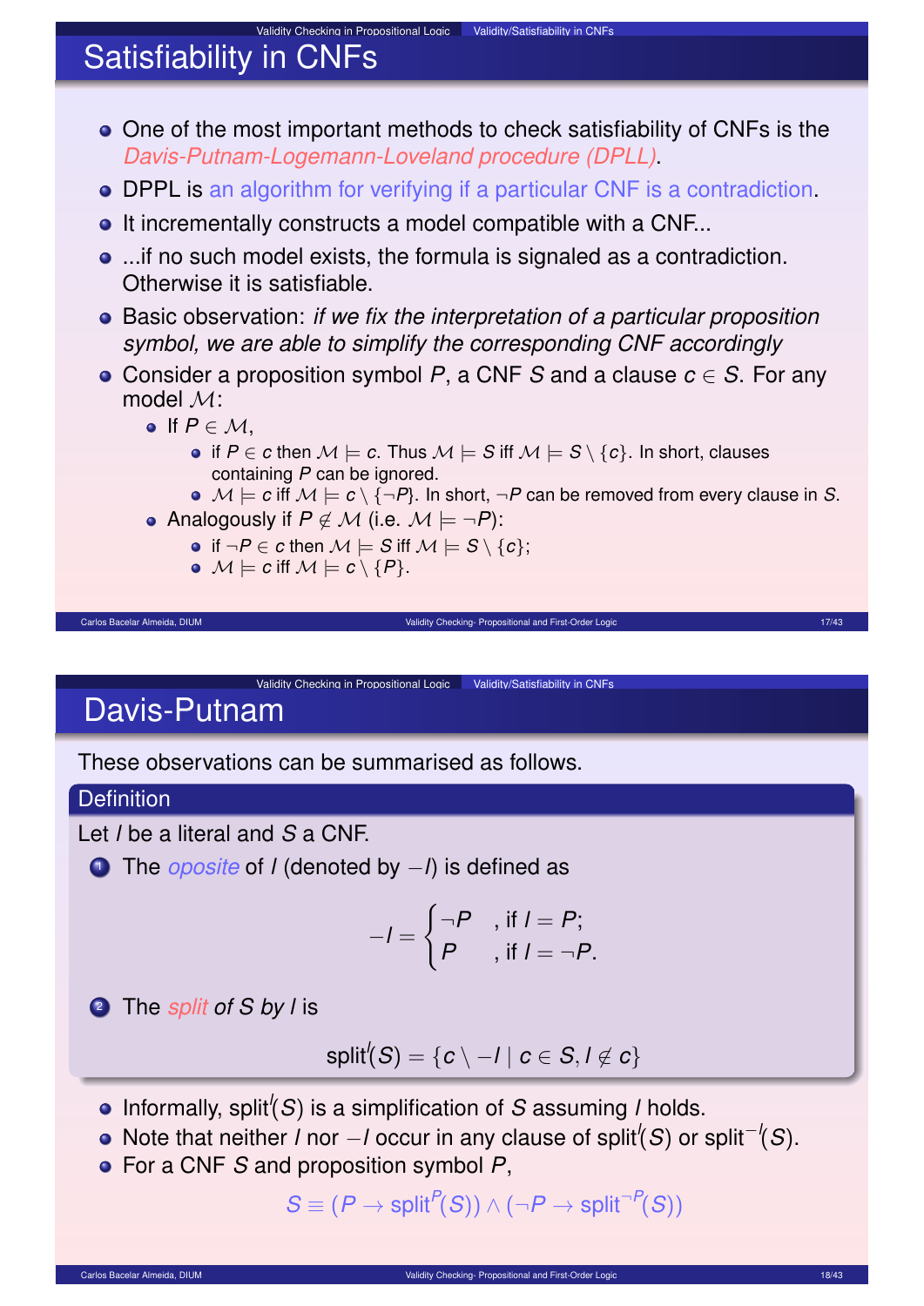# Satisfiability in CNFs

- One of the most important methods to check satisfiability of CNFs is the *Davis-Putnam-Logemann-Loveland procedure (DPLL)*.
- DPPL is an algorithm for verifying if a particular CNF is a contradiction.
- It incrementally constructs a model compatible with a CNF...
- ...if no such model exists, the formula is signaled as a contradiction. Otherwise it is satisfiable.
- Basic observation: *if we fix the interpretation of a particular proposition symbol, we are able to simplify the corresponding CNF accordingly*
- Consider a proposition symbol $P$, a CNF $S$ and a clause $c \in S$. For any model $\mathcal{M}$:
  - If $P \in \mathcal{M}$,
    - if $P \in c$ then $\mathcal{M} \models c$. Thus $\mathcal{M} \models S$ iff $\mathcal{M} \models S \setminus \{c\}$. In short, clauses containing $P$ can be ignored.
    - $\mathcal{M} \models c$ iff $\mathcal{M} \models c \setminus \{\neg P\}$. In short, $\neg P$ can be removed from every clause in $S$.
  - Analogously if $P \notin \mathcal{M}$ (i.e. $\mathcal{M} \models \neg P$):
    - if $\neg P \in c$ then $\mathcal{M} \models S$ iff $\mathcal{M} \models S \setminus \{c\}$;
    - $\mathcal{M} \models c$ iff $\mathcal{M} \models c \setminus \{P\}$.

# Davis-Putnam

These observations can be summarised as follows.

**Definition**

Let $l$ be a literal and $S$ a CNF.

1. The *oposite* of $l$ (denoted by $-l$) is defined as

$$-l = \begin{cases} \neg P & \text{, if } l = P; \\ P & \text{, if } l = \neg P. \end{cases}$$

2. The *split of $S$ by $l$* is

$$\mathrm{split}^l(S) = \{c \setminus -l \mid c \in S, l \notin c\}$$

- Informally, $\mathrm{split}^l(S)$ is a simplification of $S$ assuming $l$ holds.
- Note that neither $l$ nor $-l$ occur in any clause of $\mathrm{split}^l(S)$ or $\mathrm{split}^{-l}(S)$.
- For a CNF $S$ and proposition symbol $P$,

$$S \equiv (P \rightarrow \mathrm{split}^P(S)) \wedge (\neg P \rightarrow \mathrm{split}^{\neg P}(S))$$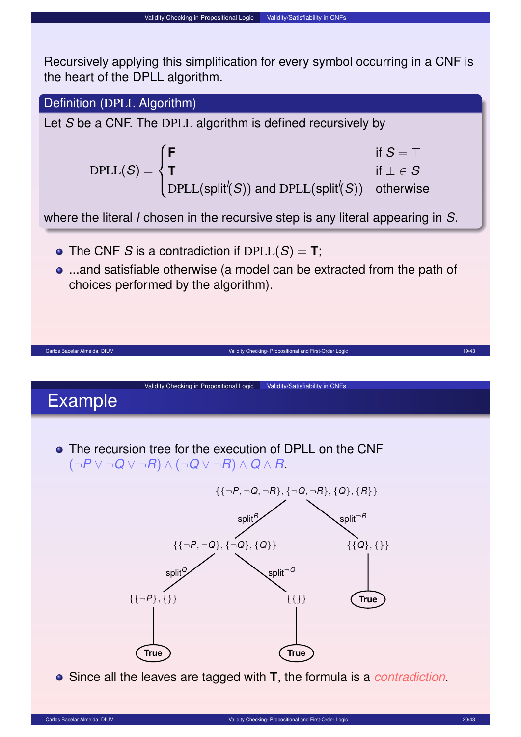Recursively applying this simplification for every symbol occurring in a CNF is the heart of the DPLL algorithm.

**Definition (DPLL Algorithm)**

Let $S$ be a CNF. The DPLL algorithm is defined recursively by

$$\mathrm{DPLL}(S) = \begin{cases} \mathbf{F} & \text{if } S = \top \\ \mathbf{T} & \text{if } \bot \in S \\ \mathrm{DPLL}(\mathsf{split}^{l}(S)) \text{ and } \mathrm{DPLL}(\mathsf{split}^{\bar{l}}(S)) & \text{otherwise} \end{cases}$$

where the literal $l$ chosen in the recursive step is any literal appearing in $S$.

- The CNF $S$ is a contradiction if $\mathrm{DPLL}(S) = \mathbf{T}$;
- ...and satisfiable otherwise (a model can be extracted from the path of choices performed by the algorithm).

## Example

- The recursion tree for the execution of DPLL on the CNF $(\neg P \vee \neg Q \vee \neg R) \wedge (\neg Q \vee \neg R) \wedge Q \wedge R$.

$\{\{\neg P, \neg Q, \neg R\}, \{\neg Q, \neg R\}, \{Q\}, \{R\}\}$
- $\mathsf{split}^{R}$: $\{\{\neg P, \neg Q\}, \{\neg Q\}, \{Q\}\}$
  - $\mathsf{split}^{Q}$: $\{\{\neg P\}, \{\}\}$ → **True**
  - $\mathsf{split}^{\neg Q}$: $\{\{\}\}$ → **True**
- $\mathsf{split}^{\neg R}$: $\{\{Q\}, \{\}\}$ → **True**

- Since all the leaves are tagged with **T**, the formula is a *contradiction*.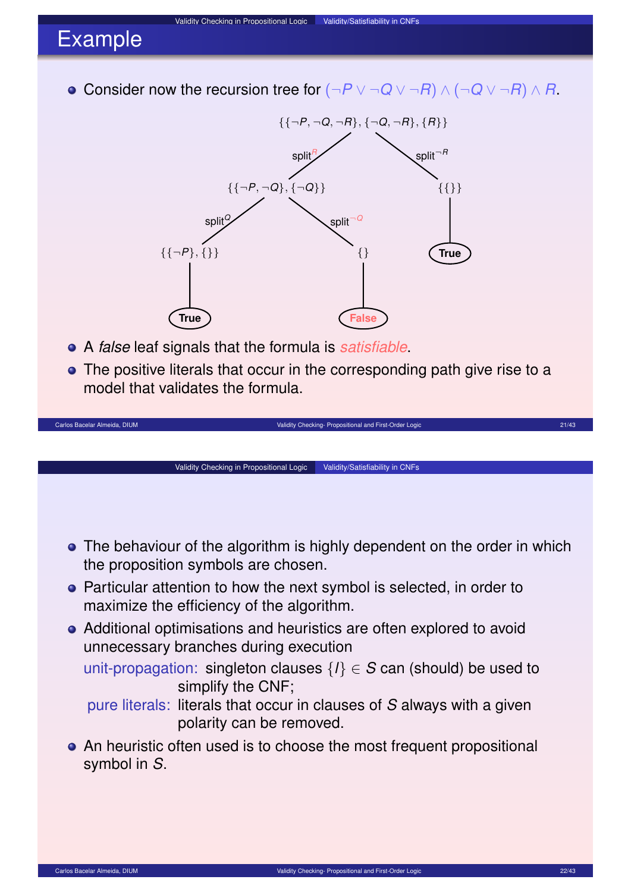## Example

- Consider now the recursion tree for $(\neg P \vee \neg Q \vee \neg R) \wedge (\neg Q \vee \neg R) \wedge R$.

$$\{\{\neg P, \neg Q, \neg R\}, \{\neg Q, \neg R\}, \{R\}\}$$

- $\text{split}^{R}$: $\{\{\neg P, \neg Q\}, \{\neg Q\}\}$
  - $\text{split}^{Q}$: $\{\{\neg P\}, \{\}\}$ → **True**
  - $\text{split}^{\neg Q}$: $\{\}$ → **False**
- $\text{split}^{\neg R}$: $\{\{\}\}$ → **True**

- A *false* leaf signals that the formula is *satisfiable*.
- The positive literals that occur in the corresponding path give rise to a model that validates the formula.

---

- The behaviour of the algorithm is highly dependent on the order in which the proposition symbols are chosen.
- Particular attention to how the next symbol is selected, in order to maximize the efficiency of the algorithm.
- Additional optimisations and heuristics are often explored to avoid unnecessary branches during execution
  - unit-propagation: singleton clauses $\{l\} \in S$ can (should) be used to simplify the CNF;
  - pure literals: literals that occur in clauses of $S$ always with a given polarity can be removed.
- An heuristic often used is to choose the most frequent propositional symbol in $S$.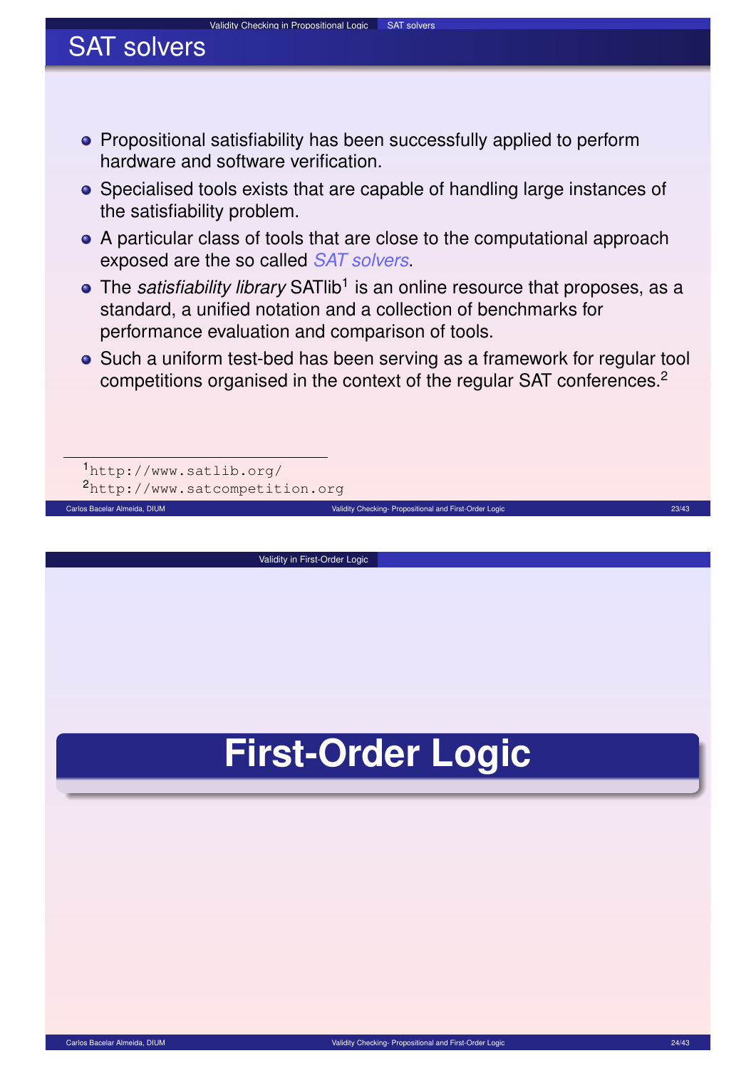## SAT solvers

- Propositional satisfiability has been successfully applied to perform hardware and software verification.
- Specialised tools exists that are capable of handling large instances of the satisfiability problem.
- A particular class of tools that are close to the computational approach exposed are the so called *SAT solvers*.
- The *satisfiability library* SATlib[1] is an online resource that proposes, as a standard, a unified notation and a collection of benchmarks for performance evaluation and comparison of tools.
- Such a uniform test-bed has been serving as a framework for regular tool competitions organised in the context of the regular SAT conferences.[2]

[1] `http://www.satlib.org/`

[2] `http://www.satcompetition.org`

# First-Order Logic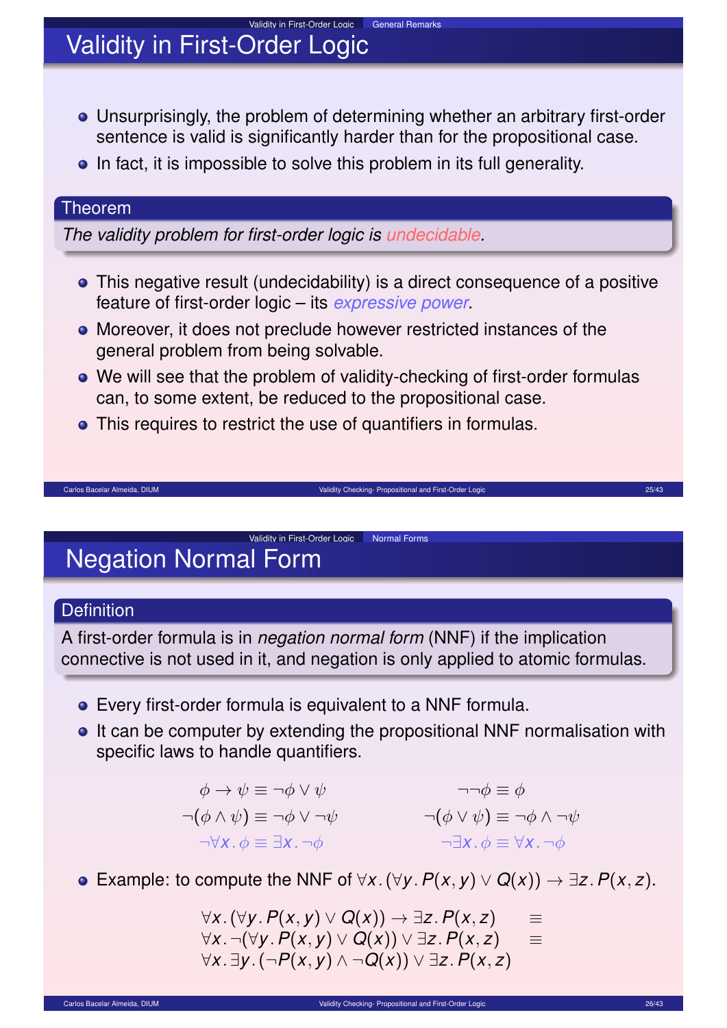# Validity in First-Order Logic

- Unsurprisingly, the problem of determining whether an arbitrary first-order sentence is valid is significantly harder than for the propositional case.
- In fact, it is impossible to solve this problem in its full generality.

**Theorem**

*The validity problem for first-order logic is undecidable.*

- This negative result (undecidability) is a direct consequence of a positive feature of first-order logic – its *expressive power*.
- Moreover, it does not preclude however restricted instances of the general problem from being solvable.
- We will see that the problem of validity-checking of first-order formulas can, to some extent, be reduced to the propositional case.
- This requires to restrict the use of quantifiers in formulas.

# Negation Normal Form

**Definition**

A first-order formula is in *negation normal form* (NNF) if the implication connective is not used in it, and negation is only applied to atomic formulas.

- Every first-order formula is equivalent to a NNF formula.
- It can be computer by extending the propositional NNF normalisation with specific laws to handle quantifiers.

$$\phi \to \psi \equiv \neg\phi \lor \psi \qquad \neg\neg\phi \equiv \phi$$

$$\neg(\phi \land \psi) \equiv \neg\phi \lor \neg\psi \qquad \neg(\phi \lor \psi) \equiv \neg\phi \land \neg\psi$$

$$\neg\forall x.\,\phi \equiv \exists x.\,\neg\phi \qquad \neg\exists x.\,\phi \equiv \forall x.\,\neg\phi$$

- Example: to compute the NNF of $\forall x.\,(\forall y.\,P(x,y) \lor Q(x)) \to \exists z.\,P(x,z)$.

$$\begin{array}{ll}
\forall x.\,(\forall y.\,P(x,y) \lor Q(x)) \to \exists z.\,P(x,z) & \equiv \\
\forall x.\,\neg(\forall y.\,P(x,y) \lor Q(x)) \lor \exists z.\,P(x,z) & \equiv \\
\forall x.\,\exists y.\,(\neg P(x,y) \land \neg Q(x)) \lor \exists z.\,P(x,z) &
\end{array}$$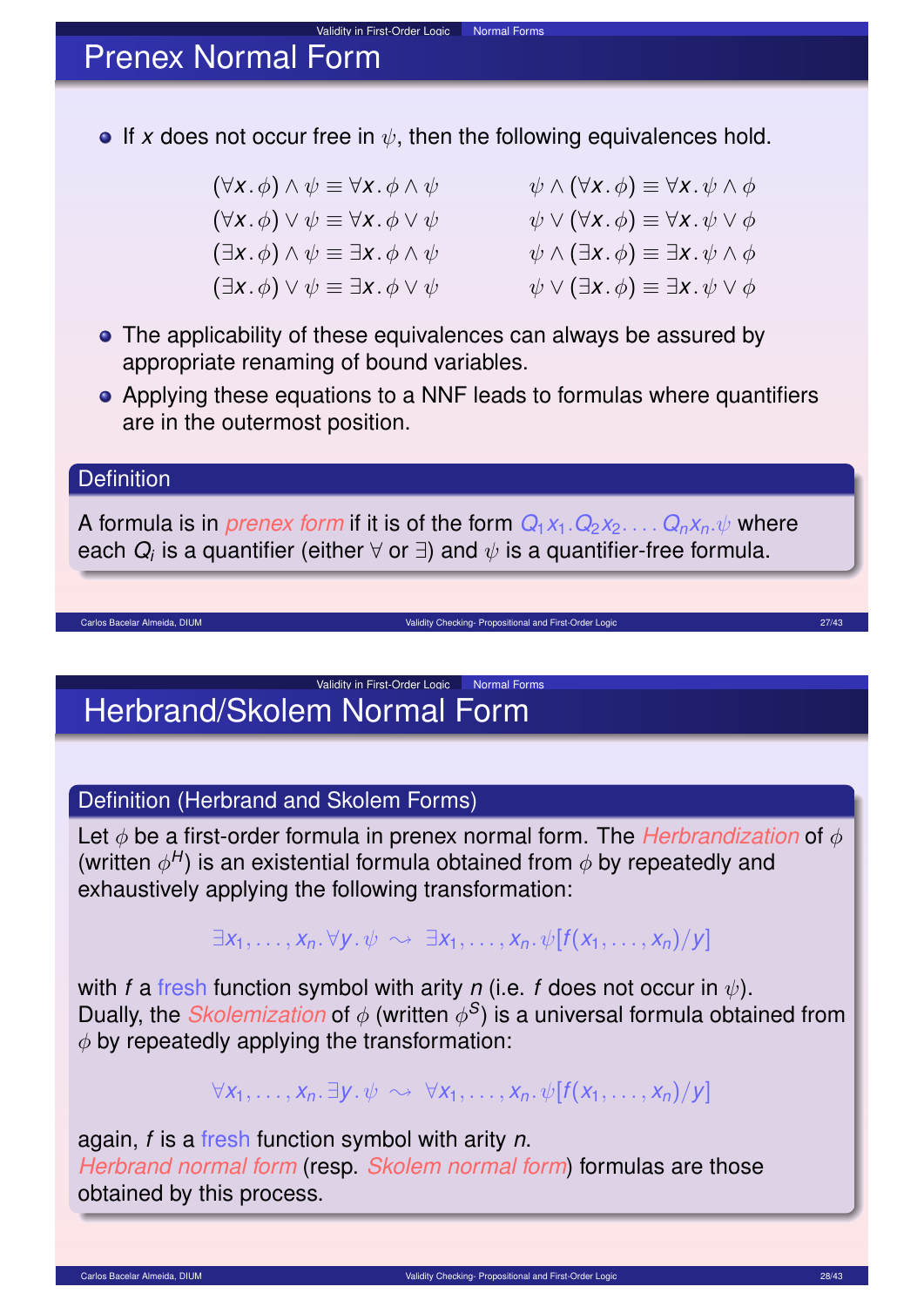# Prenex Normal Form

- If $x$ does not occur free in $\psi$, then the following equivalences hold.

$$
\begin{array}{ll}
(\forall x.\,\phi) \wedge \psi \equiv \forall x.\,\phi \wedge \psi & \psi \wedge (\forall x.\,\phi) \equiv \forall x.\,\psi \wedge \phi \\
(\forall x.\,\phi) \vee \psi \equiv \forall x.\,\phi \vee \psi & \psi \vee (\forall x.\,\phi) \equiv \forall x.\,\psi \vee \phi \\
(\exists x.\,\phi) \wedge \psi \equiv \exists x.\,\phi \wedge \psi & \psi \wedge (\exists x.\,\phi) \equiv \exists x.\,\psi \wedge \phi \\
(\exists x.\,\phi) \vee \psi \equiv \exists x.\,\phi \vee \psi & \psi \vee (\exists x.\,\phi) \equiv \exists x.\,\psi \vee \phi
\end{array}
$$

- The applicability of these equivalences can always be assured by appropriate renaming of bound variables.
- Applying these equations to a NNF leads to formulas where quantifiers are in the outermost position.

**Definition**

A formula is in *prenex form* if it is of the form $Q_1 x_1.Q_2 x_2.\ldots Q_n x_n.\psi$ where each $Q_i$ is a quantifier (either $\forall$ or $\exists$) and $\psi$ is a quantifier-free formula.

# Herbrand/Skolem Normal Form

**Definition (Herbrand and Skolem Forms)**

Let $\phi$ be a first-order formula in prenex normal form. The *Herbrandization* of $\phi$ (written $\phi^H$) is an existential formula obtained from $\phi$ by repeatedly and exhaustively applying the following transformation:

$$\exists x_1, \ldots, x_n.\forall y.\psi \rightsquigarrow \exists x_1, \ldots, x_n.\psi[f(x_1, \ldots, x_n)/y]$$

with $f$ a fresh function symbol with arity $n$ (i.e. $f$ does not occur in $\psi$).
Dually, the *Skolemization* of $\phi$ (written $\phi^S$) is a universal formula obtained from $\phi$ by repeatedly applying the transformation:

$$\forall x_1, \ldots, x_n.\exists y.\psi \rightsquigarrow \forall x_1, \ldots, x_n.\psi[f(x_1, \ldots, x_n)/y]$$

again, $f$ is a fresh function symbol with arity $n$.
*Herbrand normal form* (resp. *Skolem normal form*) formulas are those obtained by this process.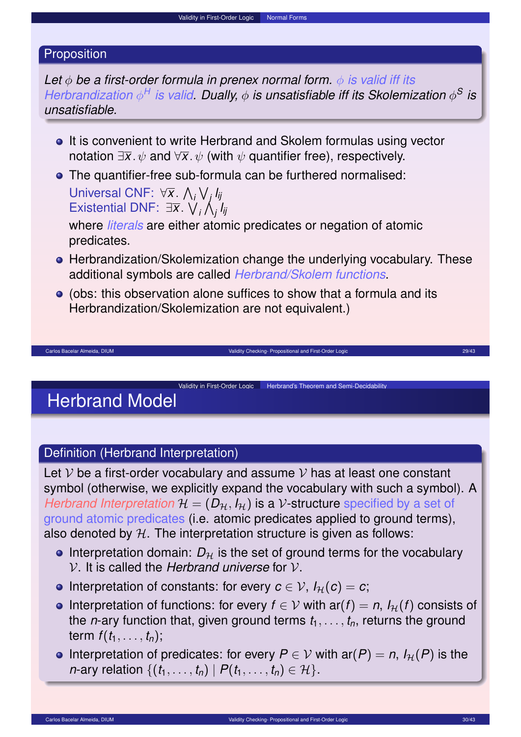### Proposition

*Let $\phi$ be a first-order formula in prenex normal form. $\phi$ is valid iff its Herbrandization $\phi^H$ is valid. Dually, $\phi$ is unsatisfiable iff its Skolemization $\phi^S$ is unsatisfiable.*

- It is convenient to write Herbrand and Skolem formulas using vector notation $\exists \overline{x}. \psi$ and $\forall \overline{x}. \psi$ (with $\psi$ quantifier free), respectively.
- The quantifier-free sub-formula can be furthered normalised:
  Universal CNF: $\forall \overline{x}. \bigwedge_i \bigvee_j l_{ij}$
  Existential DNF: $\exists \overline{x}. \bigvee_i \bigwedge_j l_{ij}$
  where *literals* are either atomic predicates or negation of atomic predicates.
- Herbrandization/Skolemization change the underlying vocabulary. These additional symbols are called *Herbrand/Skolem functions*.
- (obs: this observation alone suffices to show that a formula and its Herbrandization/Skolemization are not equivalent.)

# Herbrand Model

### Definition (Herbrand Interpretation)

Let $\mathcal{V}$ be a first-order vocabulary and assume $\mathcal{V}$ has at least one constant symbol (otherwise, we explicitly expand the vocabulary with such a symbol). A *Herbrand Interpretation* $\mathcal{H} = (D_{\mathcal{H}}, I_{\mathcal{H}})$ is a $\mathcal{V}$-structure specified by a set of ground atomic predicates (i.e. atomic predicates applied to ground terms), also denoted by $\mathcal{H}$. The interpretation structure is given as follows:

- Interpretation domain: $D_{\mathcal{H}}$ is the set of ground terms for the vocabulary $\mathcal{V}$. It is called the *Herbrand universe* for $\mathcal{V}$.
- Interpretation of constants: for every $c \in \mathcal{V}$, $I_{\mathcal{H}}(c) = c$;
- Interpretation of functions: for every $f \in \mathcal{V}$ with $\text{ar}(f) = n$, $I_{\mathcal{H}}(f)$ consists of the $n$-ary function that, given ground terms $t_1, \ldots, t_n$, returns the ground term $f(t_1, \ldots, t_n)$;
- Interpretation of predicates: for every $P \in \mathcal{V}$ with $\text{ar}(P) = n$, $I_{\mathcal{H}}(P)$ is the $n$-ary relation $\{(t_1, \ldots, t_n) \mid P(t_1, \ldots, t_n) \in \mathcal{H}\}$.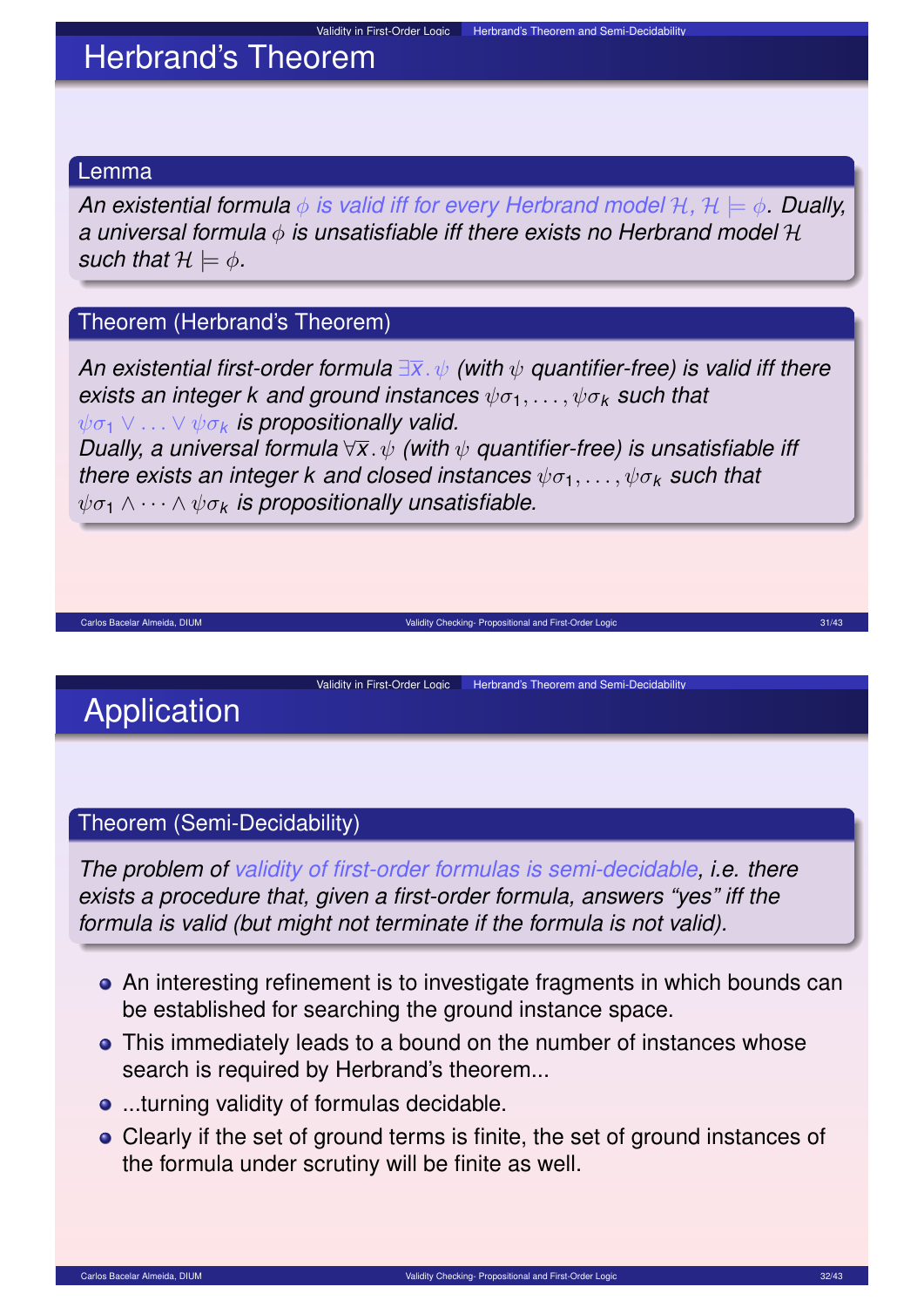## Herbrand's Theorem

### Lemma

*An existential formula $\phi$ is valid iff for every Herbrand model $\mathcal{H}$, $\mathcal{H} \models \phi$. Dually, a universal formula $\phi$ is unsatisfiable iff there exists no Herbrand model $\mathcal{H}$ such that $\mathcal{H} \models \phi$.*

### Theorem (Herbrand's Theorem)

*An existential first-order formula $\exists \overline{x} . \psi$ (with $\psi$ quantifier-free) is valid iff there exists an integer $k$ and ground instances $\psi\sigma_1, \ldots, \psi\sigma_k$ such that $\psi\sigma_1 \vee \ldots \vee \psi\sigma_k$ is propositionally valid.*
*Dually, a universal formula $\forall \overline{x} . \psi$ (with $\psi$ quantifier-free) is unsatisfiable iff there exists an integer $k$ and closed instances $\psi\sigma_1, \ldots, \psi\sigma_k$ such that $\psi\sigma_1 \wedge \cdots \wedge \psi\sigma_k$ is propositionally unsatisfiable.*

## Application

### Theorem (Semi-Decidability)

*The problem of validity of first-order formulas is semi-decidable, i.e. there exists a procedure that, given a first-order formula, answers "yes" iff the formula is valid (but might not terminate if the formula is not valid).*

- An interesting refinement is to investigate fragments in which bounds can be established for searching the ground instance space.
- This immediately leads to a bound on the number of instances whose search is required by Herbrand's theorem...
- ...turning validity of formulas decidable.
- Clearly if the set of ground terms is finite, the set of ground instances of the formula under scrutiny will be finite as well.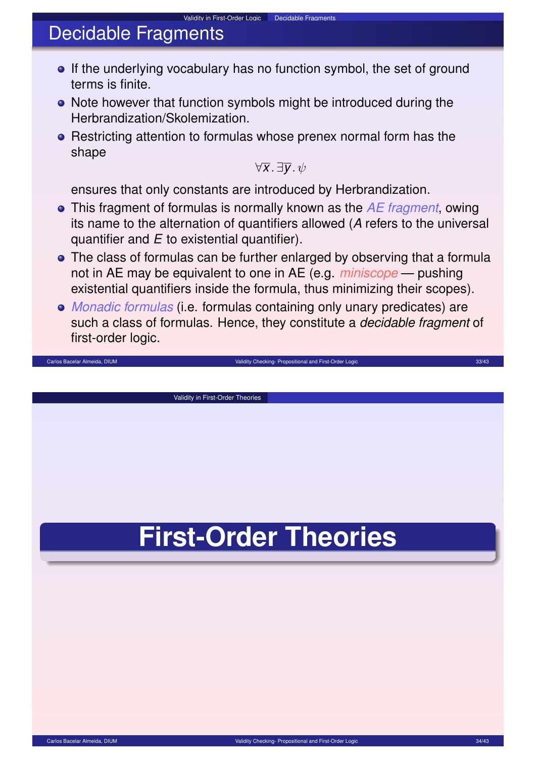## Decidable Fragments

- If the underlying vocabulary has no function symbol, the set of ground terms is finite.
- Note however that function symbols might be introduced during the Herbrandization/Skolemization.
- Restricting attention to formulas whose prenex normal form has the shape

$$\forall \overline{x} . \exists \overline{y} . \psi$$

  ensures that only constants are introduced by Herbrandization.
- This fragment of formulas is normally known as the *AE fragment*, owing its name to the alternation of quantifiers allowed (*A* refers to the universal quantifier and *E* to existential quantifier).
- The class of formulas can be further enlarged by observing that a formula not in AE may be equivalent to one in AE (e.g. *miniscope* — pushing existential quantifiers inside the formula, thus minimizing their scopes).
- *Monadic formulas* (i.e. formulas containing only unary predicates) are such a class of formulas. Hence, they constitute a *decidable fragment* of first-order logic.

# First-Order Theories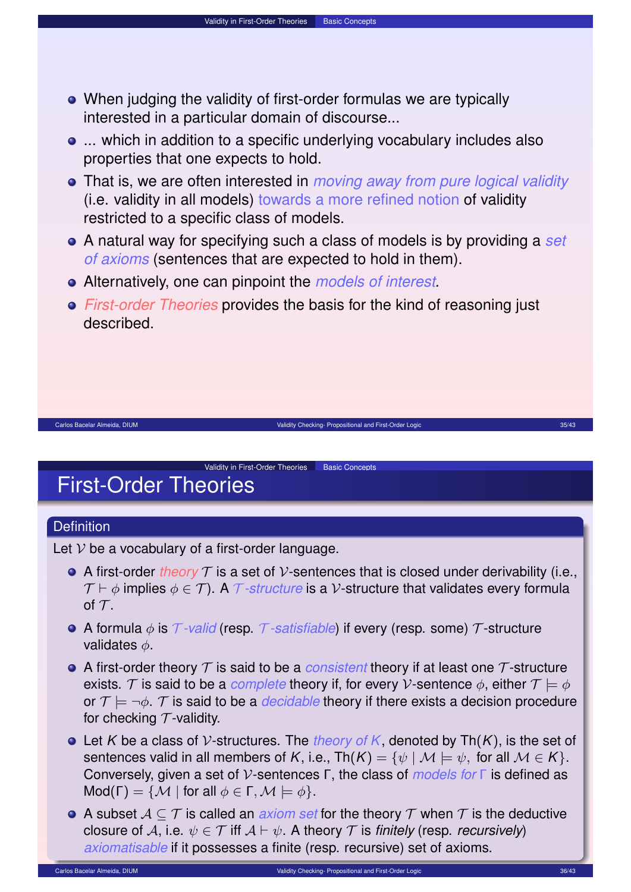- When judging the validity of first-order formulas we are typically interested in a particular domain of discourse...
- ... which in addition to a specific underlying vocabulary includes also properties that one expects to hold.
- That is, we are often interested in *moving away from pure logical validity* (i.e. validity in all models) towards a more refined notion of validity restricted to a specific class of models.
- A natural way for specifying such a class of models is by providing a *set of axioms* (sentences that are expected to hold in them).
- Alternatively, one can pinpoint the *models of interest*.
- *First-order Theories* provides the basis for the kind of reasoning just described.

# First-Order Theories

**Definition**

Let $\mathcal{V}$ be a vocabulary of a first-order language.

- A first-order *theory* $\mathcal{T}$ is a set of $\mathcal{V}$-sentences that is closed under derivability (i.e., $\mathcal{T} \vdash \phi$ implies $\phi \in \mathcal{T}$). A *$\mathcal{T}$-structure* is a $\mathcal{V}$-structure that validates every formula of $\mathcal{T}$.
- A formula $\phi$ is *$\mathcal{T}$-valid* (resp. *$\mathcal{T}$-satisfiable*) if every (resp. some) $\mathcal{T}$-structure validates $\phi$.
- A first-order theory $\mathcal{T}$ is said to be a *consistent* theory if at least one $\mathcal{T}$-structure exists. $\mathcal{T}$ is said to be a *complete* theory if, for every $\mathcal{V}$-sentence $\phi$, either $\mathcal{T} \models \phi$ or $\mathcal{T} \models \neg\phi$. $\mathcal{T}$ is said to be a *decidable* theory if there exists a decision procedure for checking $\mathcal{T}$-validity.
- Let $K$ be a class of $\mathcal{V}$-structures. The *theory of $K$*, denoted by $\mathrm{Th}(K)$, is the set of sentences valid in all members of $K$, i.e., $\mathrm{Th}(K) = \{\psi \mid \mathcal{M} \models \psi, \text{ for all } \mathcal{M} \in K\}$. Conversely, given a set of $\mathcal{V}$-sentences $\Gamma$, the class of *models for* $\Gamma$ is defined as $\mathrm{Mod}(\Gamma) = \{\mathcal{M} \mid \text{for all } \phi \in \Gamma, \mathcal{M} \models \phi\}$.
- A subset $\mathcal{A} \subseteq \mathcal{T}$ is called an *axiom set* for the theory $\mathcal{T}$ when $\mathcal{T}$ is the deductive closure of $\mathcal{A}$, i.e. $\psi \in \mathcal{T}$ iff $\mathcal{A} \vdash \psi$. A theory $\mathcal{T}$ is *finitely* (resp. *recursively*) *axiomatisable* if it possesses a finite (resp. recursive) set of axioms.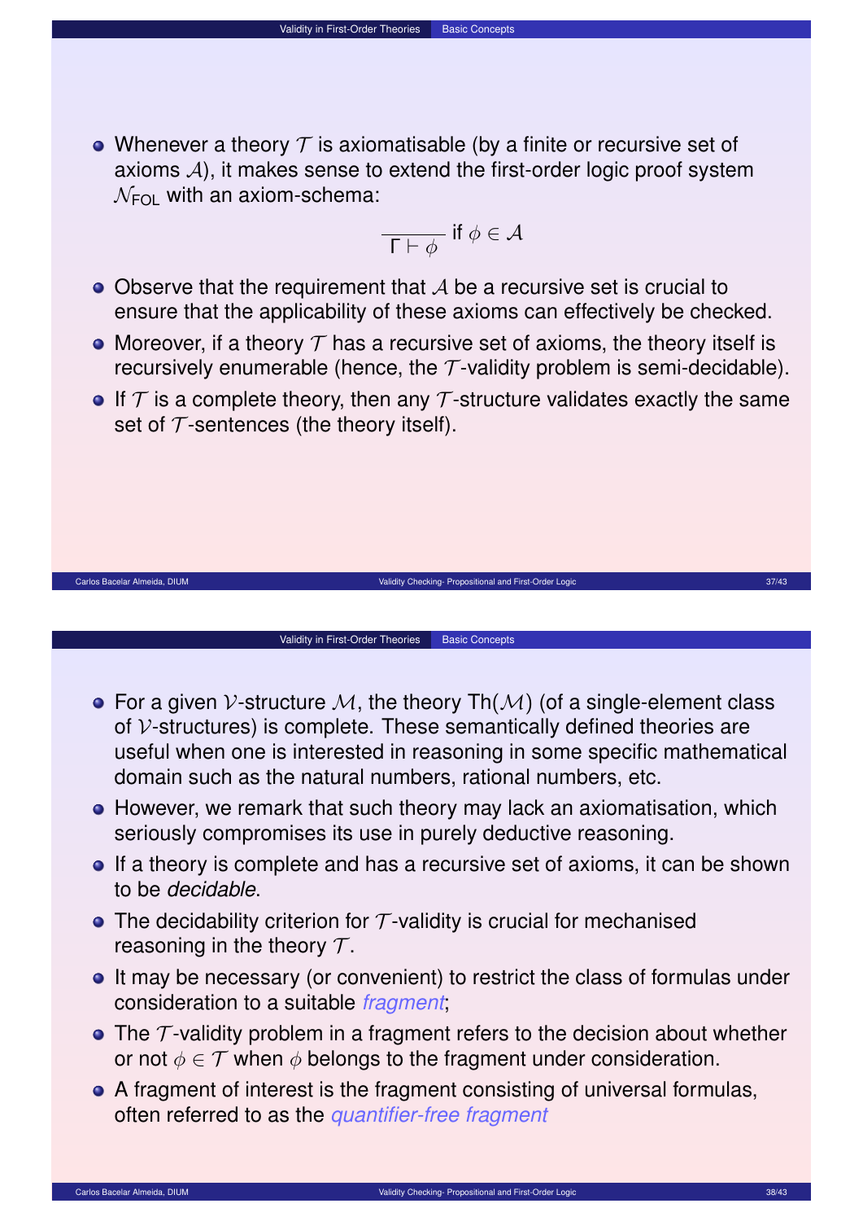- Whenever a theory $\mathcal{T}$ is axiomatisable (by a finite or recursive set of axioms $\mathcal{A}$), it makes sense to extend the first-order logic proof system $\mathcal{N}_{\mathsf{FOL}}$ with an axiom-schema:

$$\frac{}{\Gamma \vdash \phi} \text{ if } \phi \in \mathcal{A}$$

- Observe that the requirement that $\mathcal{A}$ be a recursive set is crucial to ensure that the applicability of these axioms can effectively be checked.
- Moreover, if a theory $\mathcal{T}$ has a recursive set of axioms, the theory itself is recursively enumerable (hence, the $\mathcal{T}$-validity problem is semi-decidable).
- If $\mathcal{T}$ is a complete theory, then any $\mathcal{T}$-structure validates exactly the same set of $\mathcal{T}$-sentences (the theory itself).

---

- For a given $\mathcal{V}$-structure $\mathcal{M}$, the theory $\mathsf{Th}(\mathcal{M})$ (of a single-element class of $\mathcal{V}$-structures) is complete. These semantically defined theories are useful when one is interested in reasoning in some specific mathematical domain such as the natural numbers, rational numbers, etc.
- However, we remark that such theory may lack an axiomatisation, which seriously compromises its use in purely deductive reasoning.
- If a theory is complete and has a recursive set of axioms, it can be shown to be *decidable*.
- The decidability criterion for $\mathcal{T}$-validity is crucial for mechanised reasoning in the theory $\mathcal{T}$.
- It may be necessary (or convenient) to restrict the class of formulas under consideration to a suitable *fragment*;
- The $\mathcal{T}$-validity problem in a fragment refers to the decision about whether or not $\phi \in \mathcal{T}$ when $\phi$ belongs to the fragment under consideration.
- A fragment of interest is the fragment consisting of universal formulas, often referred to as the *quantifier-free fragment*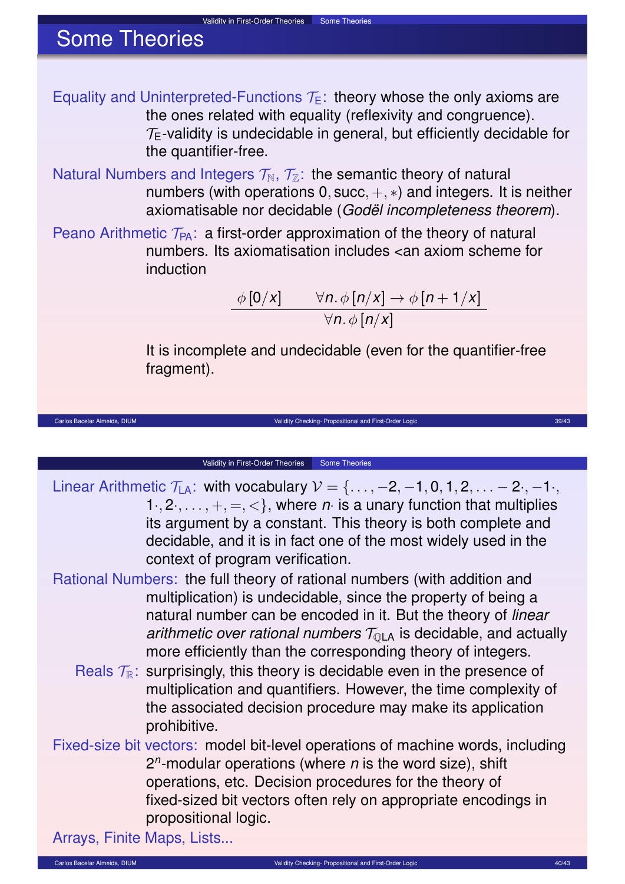## Some Theories

**Equality and Uninterpreted-Functions $\mathcal{T}_E$:** theory whose the only axioms are the ones related with equality (reflexivity and congruence). $\mathcal{T}_E$-validity is undecidable in general, but efficiently decidable for the quantifier-free.

**Natural Numbers and Integers $\mathcal{T}_{\mathbb{N}}$, $\mathcal{T}_{\mathbb{Z}}$:** the semantic theory of natural numbers (with operations $0, \mathsf{succ}, +, *$) and integers. It is neither axiomatisable nor decidable (*Godël incompleteness theorem*).

**Peano Arithmetic $\mathcal{T}_{PA}$:** a first-order approximation of the theory of natural numbers. Its axiomatisation includes <an axiom scheme for induction

$$\frac{\phi[0/x] \qquad \forall n.\, \phi[n/x] \rightarrow \phi[n+1/x]}{\forall n.\, \phi[n/x]}$$

It is incomplete and undecidable (even for the quantifier-free fragment).

**Linear Arithmetic $\mathcal{T}_{LA}$:** with vocabulary $\mathcal{V} = \{\ldots, -2, -1, 0, 1, 2, \ldots -2\cdot, -1\cdot, 1\cdot, 2\cdot, \ldots, +, =, <\}$, where $n\cdot$ is a unary function that multiplies its argument by a constant. This theory is both complete and decidable, and it is in fact one of the most widely used in the context of program verification.

**Rational Numbers:** the full theory of rational numbers (with addition and multiplication) is undecidable, since the property of being a natural number can be encoded in it. But the theory of *linear arithmetic over rational numbers* $\mathcal{T}_{\mathbb{Q}LA}$ is decidable, and actually more efficiently than the corresponding theory of integers.

**Reals $\mathcal{T}_{\mathbb{R}}$:** surprisingly, this theory is decidable even in the presence of multiplication and quantifiers. However, the time complexity of the associated decision procedure may make its application prohibitive.

**Fixed-size bit vectors:** model bit-level operations of machine words, including $2^n$-modular operations (where $n$ is the word size), shift operations, etc. Decision procedures for the theory of fixed-sized bit vectors often rely on appropriate encodings in propositional logic.

**Arrays, Finite Maps, Lists...**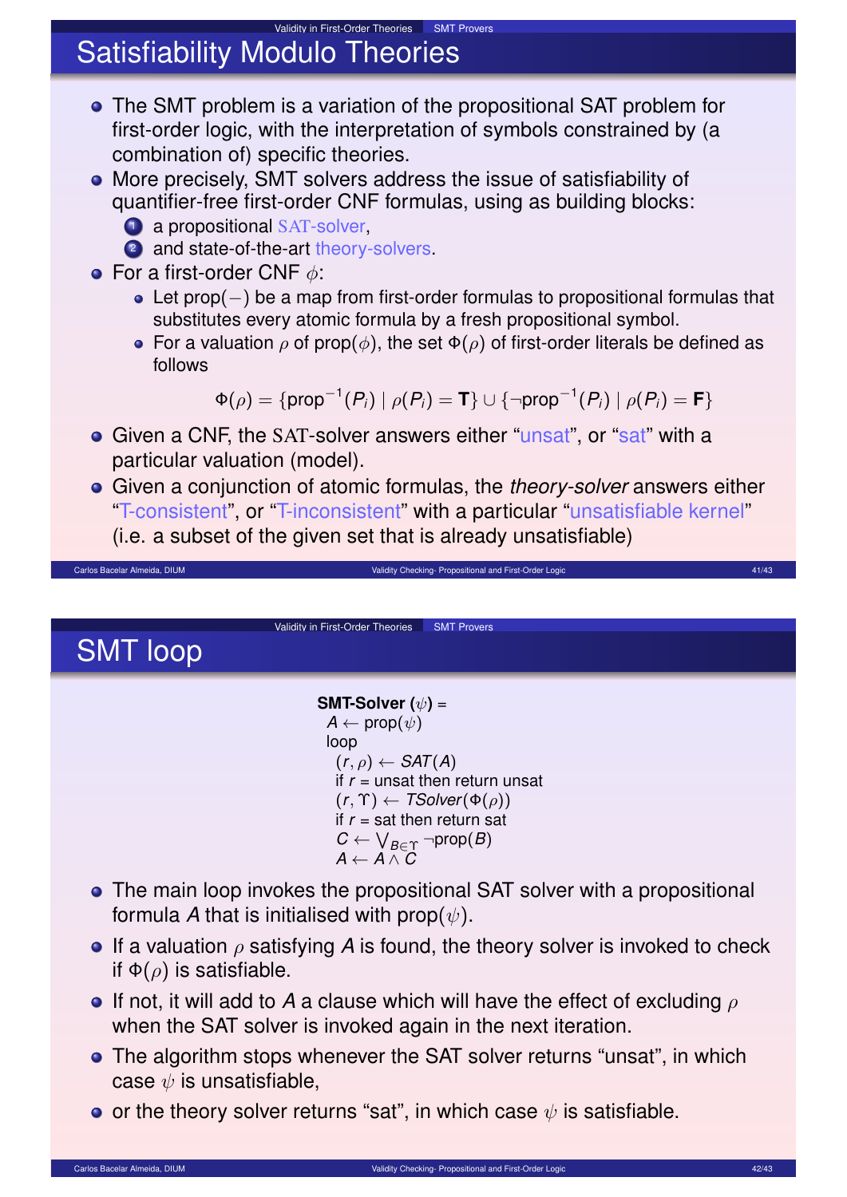# Satisfiability Modulo Theories

- The SMT problem is a variation of the propositional SAT problem for first-order logic, with the interpretation of symbols constrained by (a combination of) specific theories.
- More precisely, SMT solvers address the issue of satisfiability of quantifier-free first-order CNF formulas, using as building blocks:
  1. a propositional SAT-solver,
  2. and state-of-the-art theory-solvers.
- For a first-order CNF $\phi$:
  - Let prop$(-)$ be a map from first-order formulas to propositional formulas that substitutes every atomic formula by a fresh propositional symbol.
  - For a valuation $\rho$ of prop$(\phi)$, the set $\Phi(\rho)$ of first-order literals be defined as follows

$$\Phi(\rho) = \{\text{prop}^{-1}(P_i) \mid \rho(P_i) = \mathbf{T}\} \cup \{\neg\text{prop}^{-1}(P_i) \mid \rho(P_i) = \mathbf{F}\}$$

- Given a CNF, the SAT-solver answers either "unsat", or "sat" with a particular valuation (model).
- Given a conjunction of atomic formulas, the *theory-solver* answers either "T-consistent", or "T-inconsistent" with a particular "unsatisfiable kernel" (i.e. a subset of the given set that is already unsatisfiable)

# SMT loop

**SMT-Solver** ($\psi$) =
  $A \leftarrow$ prop$(\psi)$
  loop
    $(r, \rho) \leftarrow SAT(A)$
    if $r$ = unsat then return unsat
    $(r, \Upsilon) \leftarrow TSolver(\Phi(\rho))$
    if $r$ = sat then return sat
    $C \leftarrow \bigvee_{B \in \Upsilon} \neg$prop$(B)$
    $A \leftarrow A \wedge C$

- The main loop invokes the propositional SAT solver with a propositional formula $A$ that is initialised with prop$(\psi)$.
- If a valuation $\rho$ satisfying $A$ is found, the theory solver is invoked to check if $\Phi(\rho)$ is satisfiable.
- If not, it will add to $A$ a clause which will have the effect of excluding $\rho$ when the SAT solver is invoked again in the next iteration.
- The algorithm stops whenever the SAT solver returns "unsat", in which case $\psi$ is unsatisfiable,
- or the theory solver returns "sat", in which case $\psi$ is satisfiable.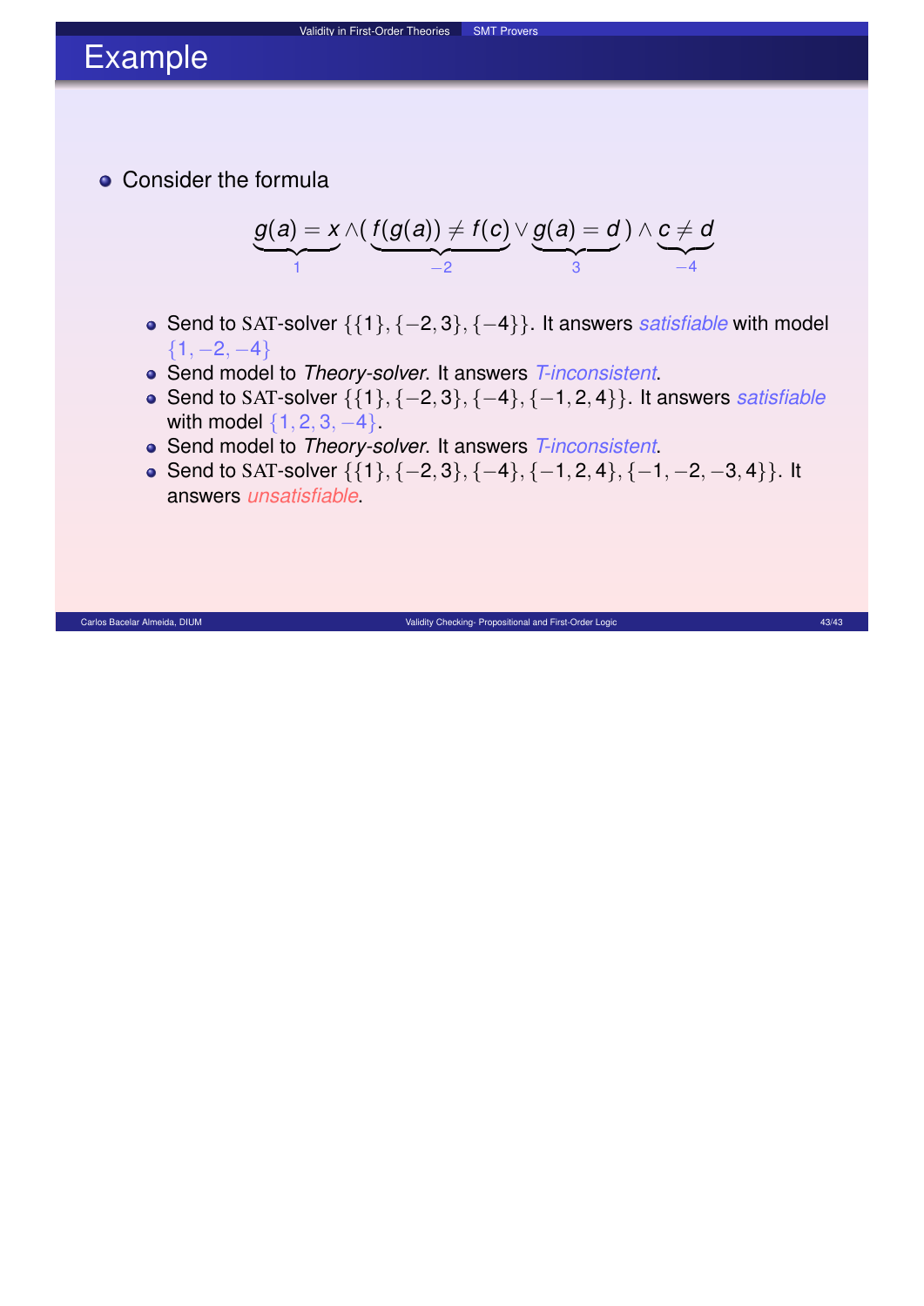# Example

- Consider the formula

$$\underbrace{g(a) = x}_{1} \wedge (\underbrace{f(g(a)) \neq f(c)}_{-2} \vee \underbrace{g(a) = d}_{3}) \wedge \underbrace{c \neq d}_{-4}$$

  - Send to SAT-solver $\{\{1\}, \{-2, 3\}, \{-4\}\}$. It answers *satisfiable* with model $\{1, -2, -4\}$
  - Send model to *Theory-solver*. It answers *T-inconsistent*.
  - Send to SAT-solver $\{\{1\}, \{-2, 3\}, \{-4\}, \{-1, 2, 4\}\}$. It answers *satisfiable* with model $\{1, 2, 3, -4\}$.
  - Send model to *Theory-solver*. It answers *T-inconsistent*.
  - Send to SAT-solver $\{\{1\}, \{-2, 3\}, \{-4\}, \{-1, 2, 4\}, \{-1, -2, -3, 4\}\}$. It answers *unsatisfiable*.